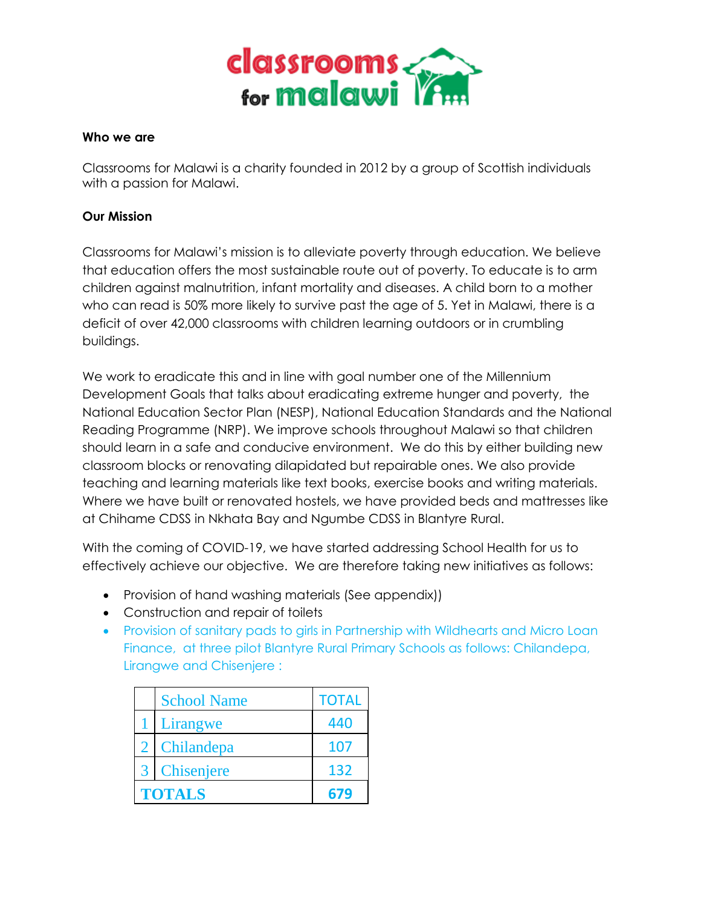**Who we are**

Classrooms for Malawi is a charity founded in 2012 by a group of Scottish individuals with a passion for Malawi.

**Our Mission**

Classrooms for Malawi's mission is to alleviate poverty through education. We believe that education offers the most sustainable route out of poverty. To educate is to arm children against malnutrition, infant mortality and diseases. A child born to a mother who can read is 50% more likely to survive past the age of 5. Yet in Malawi, there is a deficit of over 42,000 classrooms with children learning outdoors or in crumbling buildings.

We work to eradicate this and in line with goal number one of the Millennium Development Goals that talks about eradicating extreme hunger and poverty, the National Education Sector Plan (NESP), National Education Standards and the National Reading Programme (NRP). We improve schools throughout Malawi so that children should learn in a safe and conducive environment. We do this by either building new classroom blocks or renovating dilapidated but repairable ones. We also provide teaching and learning materials like text books, exercise books and writing materials. Where we have built or renovated hostels, we have provided beds and mattresses like at Chihame CDSS in Nkhata Bay and Ngumbe CDSS in Blantyre Rural.

With the coming of COVID-19, we have started addressing School Health for us to effectively achieve our objective. We are therefore taking new initiatives as follows:

- Provision of hand washing materials (See appendix))
- Construction and repair of toilets
- Provision of sanitary pads to girls in Partnership with Wildhearts and Micro Loan Finance, at three pilot Blantyre Rural Primary Schools as follows: Chilandepa, Lirangwe and Chisenjere :

| | School Name | TOTAL |
|---|---|---|
| 1 | Lirangwe | 440 |
| 2 | Chilandepa | 107 |
| 3 | Chisenjere | 132 |
| **TOTALS** | | **679** |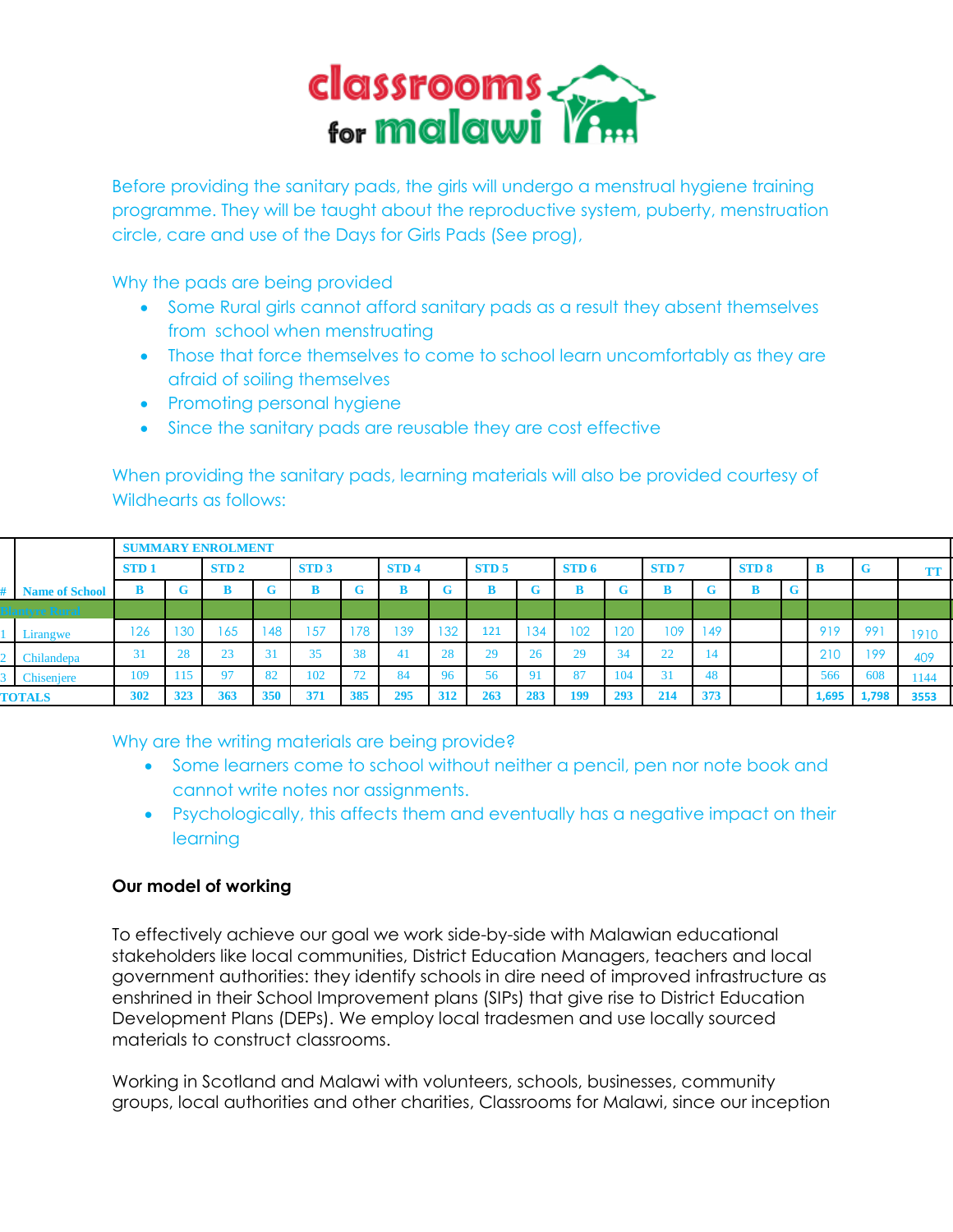Before providing the sanitary pads, the girls will undergo a menstrual hygiene training programme. They will be taught about the reproductive system, puberty, menstruation circle, care and use of the Days for Girls Pads (See prog),

Why the pads are being provided

- Some Rural girls cannot afford sanitary pads as a result they absent themselves from school when menstruating
- Those that force themselves to come to school learn uncomfortably as they are afraid of soiling themselves
- Promoting personal hygiene
- Since the sanitary pads are reusable they are cost effective

When providing the sanitary pads, learning materials will also be provided courtesy of Wildhearts as follows:

| # | Name of School | SUMMARY ENROLMENT | | | | | | | | | | | | | | | | | | |
|---|---|---|---|---|---|---|---|---|---|---|---|---|---|---|---|---|---|---|---|---|
| | | STD 1 | | STD 2 | | STD 3 | | STD 4 | | STD 5 | | STD 6 | | STD 7 | | STD 8 | | B | G | TT |
| | | B | G | B | G | B | G | B | G | B | G | B | G | B | G | B | G | | | |
| Blantyre Rural | | | | | | | | | | | | | | | | | | | | |
| 1 | Lirangwe | 126 | 130 | 165 | 148 | 157 | 178 | 139 | 132 | 121 | 134 | 102 | 120 | 109 | 149 | | | 919 | 991 | 1910 |
| 2 | Chilandepa | 31 | 28 | 23 | 31 | 35 | 38 | 41 | 28 | 29 | 26 | 29 | 34 | 22 | 14 | | | 210 | 199 | 409 |
| 3 | Chisenjere | 109 | 115 | 97 | 82 | 102 | 72 | 84 | 96 | 56 | 91 | 87 | 104 | 31 | 48 | | | 566 | 608 | 1144 |
| TOTALS | | 302 | 323 | 363 | 350 | 371 | 385 | 295 | 312 | 263 | 283 | 199 | 293 | 214 | 373 | | | 1,695 | 1,798 | 3553 |

Why are the writing materials are being provide?

- Some learners come to school without neither a pencil, pen nor note book and cannot write notes nor assignments.
- Psychologically, this affects them and eventually has a negative impact on their learning

**Our model of working**

To effectively achieve our goal we work side-by-side with Malawian educational stakeholders like local communities, District Education Managers, teachers and local government authorities: they identify schools in dire need of improved infrastructure as enshrined in their School Improvement plans (SIPs) that give rise to District Education Development Plans (DEPs). We employ local tradesmen and use locally sourced materials to construct classrooms.

Working in Scotland and Malawi with volunteers, schools, businesses, community groups, local authorities and other charities, Classrooms for Malawi, since our inception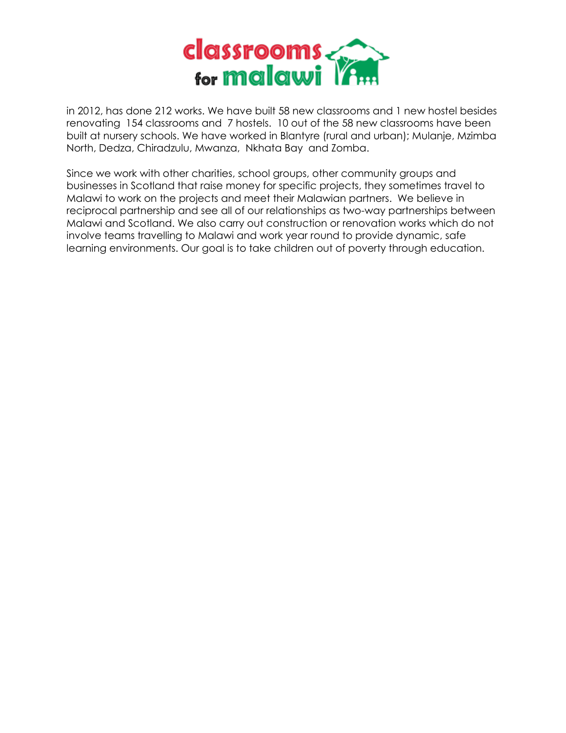in 2012, has done 212 works. We have built 58 new classrooms and 1 new hostel besides renovating 154 classrooms and 7 hostels. 10 out of the 58 new classrooms have been built at nursery schools. We have worked in Blantyre (rural and urban); Mulanje, Mzimba North, Dedza, Chiradzulu, Mwanza, Nkhata Bay and Zomba.

Since we work with other charities, school groups, other community groups and businesses in Scotland that raise money for specific projects, they sometimes travel to Malawi to work on the projects and meet their Malawian partners. We believe in reciprocal partnership and see all of our relationships as two-way partnerships between Malawi and Scotland. We also carry out construction or renovation works which do not involve teams travelling to Malawi and work year round to provide dynamic, safe learning environments. Our goal is to take children out of poverty through education.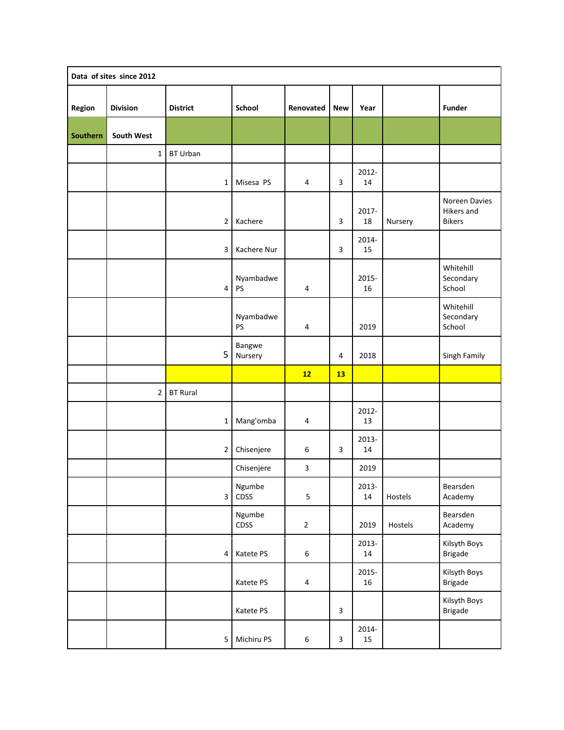| Data of sites since 2012 | | | | | | | | |
|---|---|---|---|---|---|---|---|---|
| **Region** | **Division** | **District** | **School** | **Renovated** | **New** | **Year** | | **Funder** |
| **Southern** | **South West** | | | | | | | |
| | 1 | BT Urban | | | | | | |
| | | 1 | Misesa PS | 4 | 3 | 2012-14 | | |
| | | 2 | Kachere | | 3 | 2017-18 | Nursery | Noreen Davies Hikers and Bikers |
| | | 3 | Kachere Nur | | 3 | 2014-15 | | |
| | | 4 | Nyambadwe PS | 4 | | 2015-16 | | Whitehill Secondary School |
| | | | Nyambadwe PS | 4 | | 2019 | | Whitehill Secondary School |
| | | 5 | Bangwe Nursery | | 4 | 2018 | | Singh Family |
| | | | | **12** | **13** | | | |
| | 2 | BT Rural | | | | | | |
| | | 1 | Mang'omba | 4 | | 2012-13 | | |
| | | 2 | Chisenjere | 6 | 3 | 2013-14 | | |
| | | | Chisenjere | 3 | | 2019 | | |
| | | 3 | Ngumbe CDSS | 5 | | 2013-14 | Hostels | Bearsden Academy |
| | | | Ngumbe CDSS | 2 | | 2019 | Hostels | Bearsden Academy |
| | | 4 | Katete PS | 6 | | 2013-14 | | Kilsyth Boys Brigade |
| | | | Katete PS | 4 | | 2015-16 | | Kilsyth Boys Brigade |
| | | | Katete PS | | 3 | | | Kilsyth Boys Brigade |
| | | 5 | Michiru PS | 6 | 3 | 2014-15 | | |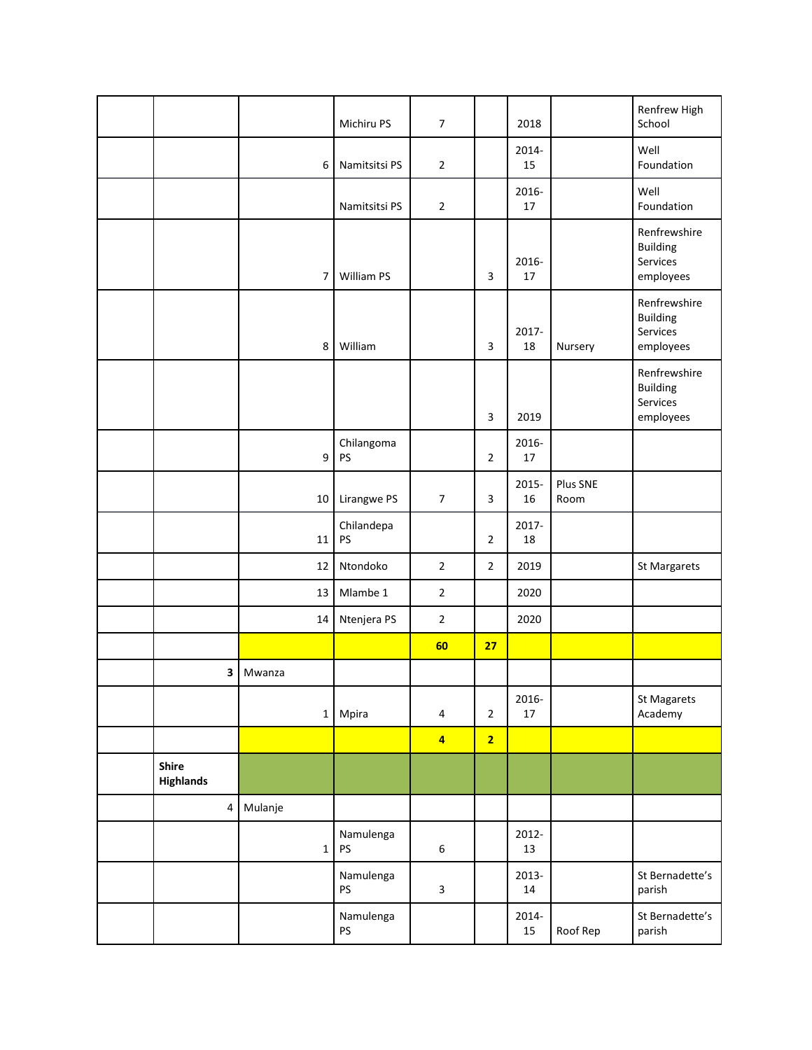| | | | | | | | | |
|---|---|---|---|---|---|---|---|---|
| | | | Michiru PS | 7 | | 2018 | | Renfrew High School |
| | | 6 | Namitsitsi PS | 2 | | 2014-15 | | Well Foundation |
| | | | Namitsitsi PS | 2 | | 2016-17 | | Well Foundation |
| | | 7 | William PS | | 3 | 2016-17 | | Renfrewshire Building Services employees |
| | | 8 | William | | 3 | 2017-18 | Nursery | Renfrewshire Building Services employees |
| | | | | | 3 | 2019 | | Renfrewshire Building Services employees |
| | | 9 | Chilangoma PS | | 2 | 2016-17 | | |
| | | 10 | Lirangwe PS | 7 | 3 | 2015-16 | Plus SNE Room | |
| | | 11 | Chilandepa PS | | 2 | 2017-18 | | |
| | | 12 | Ntondoko | 2 | 2 | 2019 | | St Margarets |
| | | 13 | Mlambe 1 | 2 | | 2020 | | |
| | | 14 | Ntenjera PS | 2 | | 2020 | | |
| | | | | **60** | **27** | | | |
| | **3** | Mwanza | | | | | | |
| | | 1 | Mpira | 4 | 2 | 2016-17 | | St Magarets Academy |
| | | | | **4** | **2** | | | |
| | **Shire Highlands** | | | | | | | |
| | 4 | Mulanje | | | | | | |
| | | 1 | Namulenga PS | 6 | | 2012-13 | | |
| | | | Namulenga PS | 3 | | 2013-14 | | St Bernadette's parish |
| | | | Namulenga PS | | | 2014-15 | Roof Rep | St Bernadette's parish |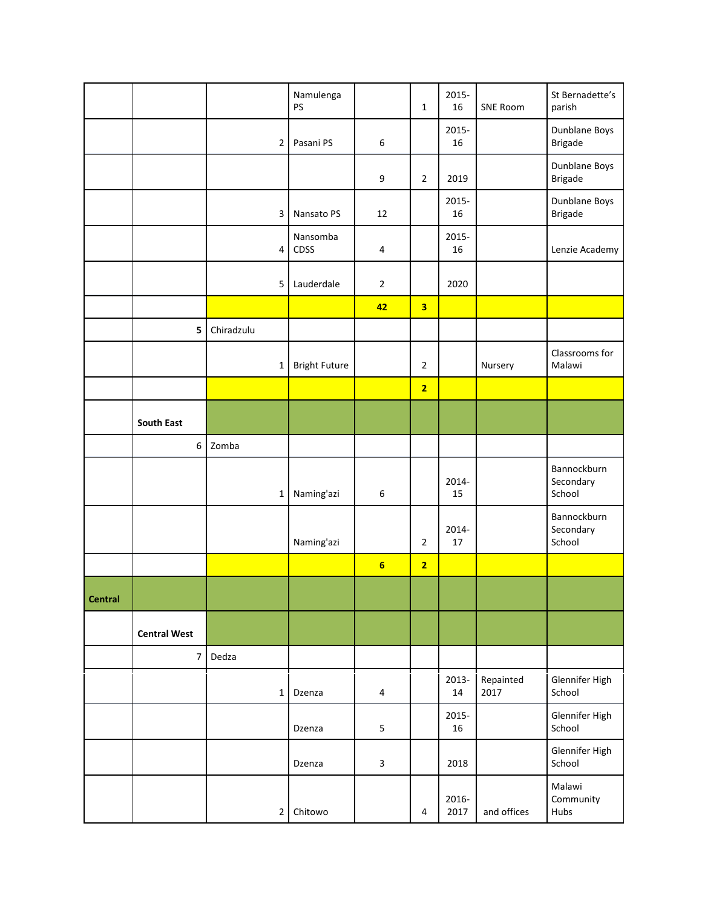| | | | | | | | | |
|---|---|---|---|---|---|---|---|---|
| | | | Namulenga PS | | 1 | 2015-16 | SNE Room | St Bernadette's parish |
| | | 2 | Pasani PS | 6 | | 2015-16 | | Dunblane Boys Brigade |
| | | | | 9 | 2 | 2019 | | Dunblane Boys Brigade |
| | | 3 | Nansato PS | 12 | | 2015-16 | | Dunblane Boys Brigade |
| | | 4 | Nansomba CDSS | 4 | | 2015-16 | | Lenzie Academy |
| | | 5 | Lauderdale | 2 | | 2020 | | |
| | | | | **42** | **3** | | | |
| | **5** | Chiradzulu | | | | | | |
| | | 1 | Bright Future | | 2 | | Nursery | Classrooms for Malawi |
| | | | | | **2** | | | |
| | **South East** | | | | | | | |
| | 6 | Zomba | | | | | | |
| | | 1 | Naming'azi | 6 | | 2014-15 | | Bannockburn Secondary School |
| | | | Naming'azi | | 2 | 2014-17 | | Bannockburn Secondary School |
| | | | | **6** | **2** | | | |
| **Central** | | | | | | | | |
| | **Central West** | | | | | | | |
| | 7 | Dedza | | | | | | |
| | | 1 | Dzenza | 4 | | 2013-14 | Repainted 2017 | Glennifer High School |
| | | | Dzenza | 5 | | 2015-16 | | Glennifer High School |
| | | | Dzenza | 3 | | 2018 | | Glennifer High School |
| | | 2 | Chitowo | | 4 | 2016-2017 | and offices | Malawi Community Hubs |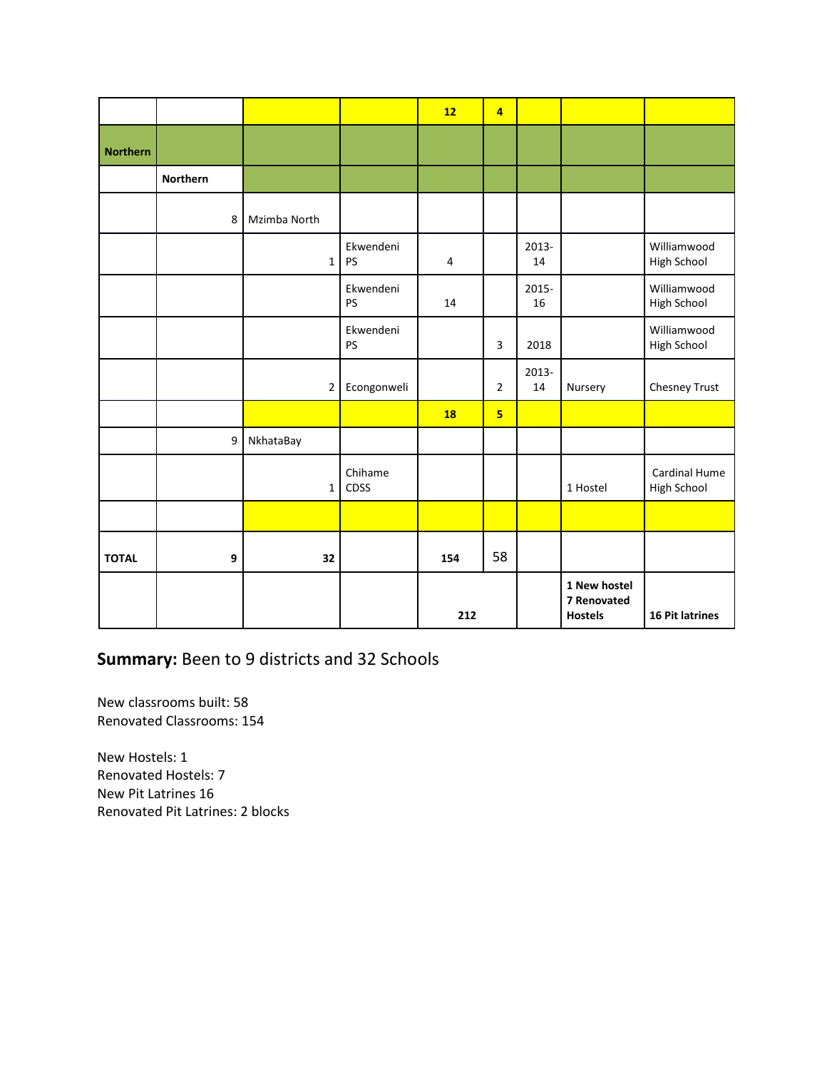| | | | | | | | | |
|---|---|---|---|---|---|---|---|---|
| | | | | **12** | **4** | | | |
| **Northern** | | | | | | | | |
| | **Northern** | | | | | | | |
| | 8 | Mzimba North | | | | | | |
| | | 1 | Ekwendeni PS | 4 | | 2013-14 | | Williamwood High School |
| | | | Ekwendeni PS | 14 | | 2015-16 | | Williamwood High School |
| | | | Ekwendeni PS | | 3 | 2018 | | Williamwood High School |
| | | 2 | Econgonweli | | 2 | 2013-14 | Nursery | Chesney Trust |
| | | | | **18** | **5** | | | |
| | 9 | NkhataBay | | | | | | |
| | | 1 | Chihame CDSS | | | | 1 Hostel | Cardinal Hume High School |
| | | | | | | | | |
| **TOTAL** | **9** | **32** | | **154** | 58 | | | |
| | | | | **212** | | | **1 New hostel 7 Renovated Hostels** | **16 Pit latrines** |

**Summary:** Been to 9 districts and 32 Schools

New classrooms built: 58
Renovated Classrooms: 154

New Hostels: 1
Renovated Hostels: 7
New Pit Latrines 16
Renovated Pit Latrines: 2 blocks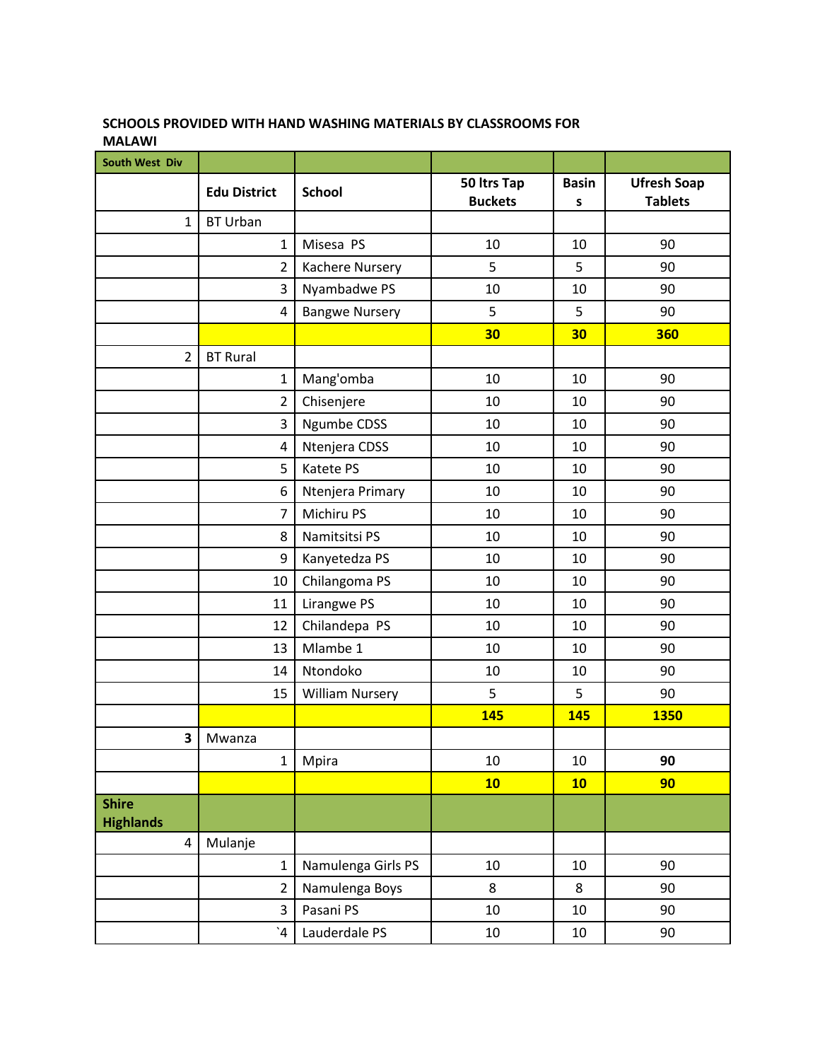**SCHOOLS PROVIDED WITH HAND WASHING MATERIALS BY CLASSROOMS FOR MALAWI**

| **South West Div** | | | | | |
|---|---|---|---|---|---|
| | **Edu District** | **School** | **50 ltrs Tap Buckets** | **Basins** | **Ufresh Soap Tablets** |
| 1 | BT Urban | | | | |
| | 1 | Misesa PS | 10 | 10 | 90 |
| | 2 | Kachere Nursery | 5 | 5 | 90 |
| | 3 | Nyambadwe PS | 10 | 10 | 90 |
| | 4 | Bangwe Nursery | 5 | 5 | 90 |
| | | | **30** | **30** | **360** |
| 2 | BT Rural | | | | |
| | 1 | Mang'omba | 10 | 10 | 90 |
| | 2 | Chisenjere | 10 | 10 | 90 |
| | 3 | Ngumbe CDSS | 10 | 10 | 90 |
| | 4 | Ntenjera CDSS | 10 | 10 | 90 |
| | 5 | Katete PS | 10 | 10 | 90 |
| | 6 | Ntenjera Primary | 10 | 10 | 90 |
| | 7 | Michiru PS | 10 | 10 | 90 |
| | 8 | Namitsitsi PS | 10 | 10 | 90 |
| | 9 | Kanyetedza PS | 10 | 10 | 90 |
| | 10 | Chilangoma PS | 10 | 10 | 90 |
| | 11 | Lirangwe PS | 10 | 10 | 90 |
| | 12 | Chilandepa PS | 10 | 10 | 90 |
| | 13 | Mlambe 1 | 10 | 10 | 90 |
| | 14 | Ntondoko | 10 | 10 | 90 |
| | 15 | William Nursery | 5 | 5 | 90 |
| | | | **145** | **145** | **1350** |
| **3** | Mwanza | | | | |
| | 1 | Mpira | 10 | 10 | **90** |
| | | | **10** | **10** | **90** |
| **Shire Highlands** | | | | | |
| 4 | Mulanje | | | | |
| | 1 | Namulenga Girls PS | 10 | 10 | 90 |
| | 2 | Namulenga Boys | 8 | 8 | 90 |
| | 3 | Pasani PS | 10 | 10 | 90 |
| | `4 | Lauderdale PS | 10 | 10 | 90 |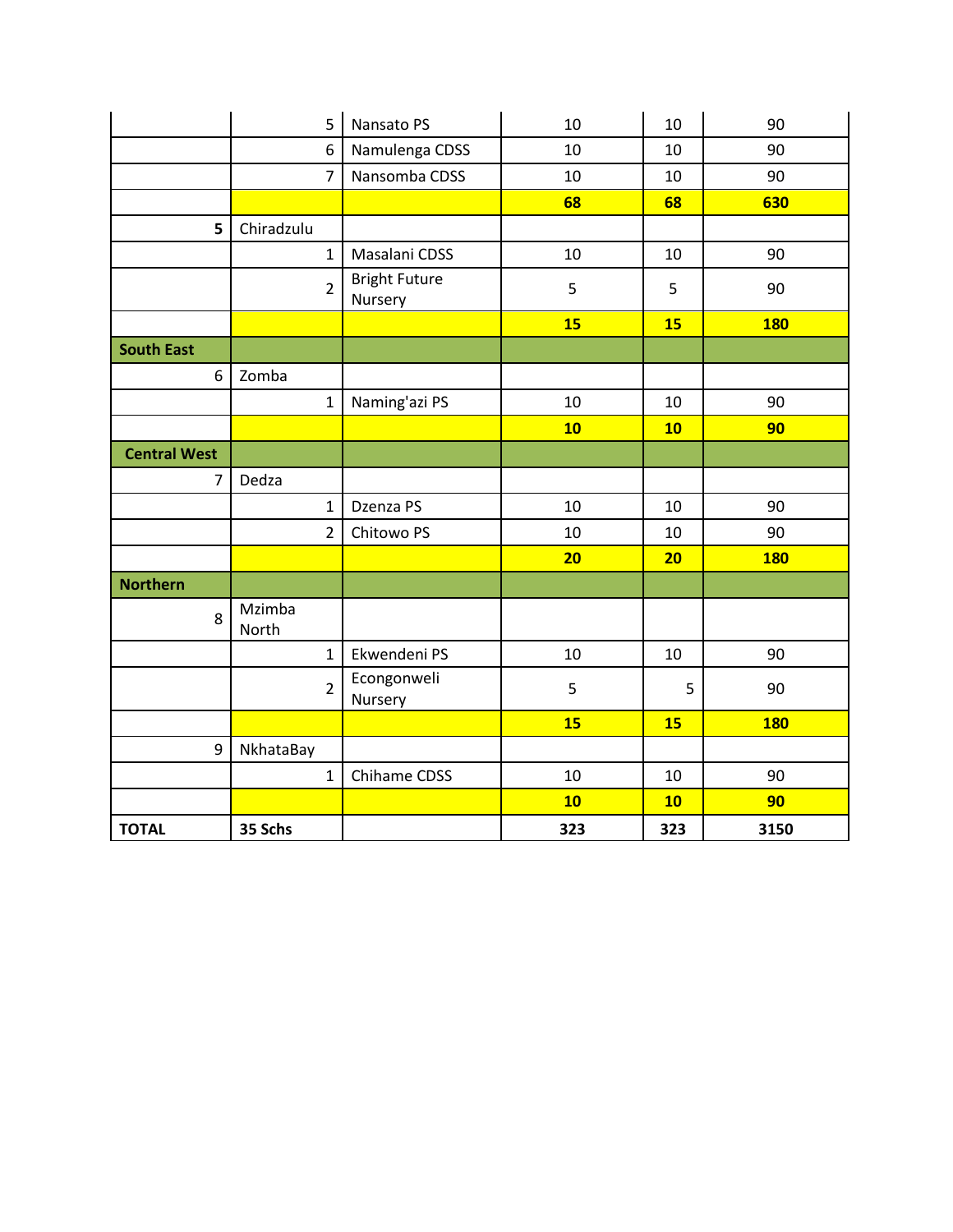| | | | | | |
|---|---|---|---|---|---|
| | 5 | Nansato PS | 10 | 10 | 90 |
| | 6 | Namulenga CDSS | 10 | 10 | 90 |
| | 7 | Nansomba CDSS | 10 | 10 | 90 |
| | | | **68** | **68** | **630** |
| **5** | Chiradzulu | | | | |
| | 1 | Masalani CDSS | 10 | 10 | 90 |
| | 2 | Bright Future Nursery | 5 | 5 | 90 |
| | | | **15** | **15** | **180** |
| **South East** | | | | | |
| 6 | Zomba | | | | |
| | 1 | Naming'azi PS | 10 | 10 | 90 |
| | | | **10** | **10** | **90** |
| **Central West** | | | | | |
| 7 | Dedza | | | | |
| | 1 | Dzenza PS | 10 | 10 | 90 |
| | 2 | Chitowo PS | 10 | 10 | 90 |
| | | | **20** | **20** | **180** |
| **Northern** | | | | | |
| 8 | Mzimba North | | | | |
| | 1 | Ekwendeni PS | 10 | 10 | 90 |
| | 2 | Econgonweli Nursery | 5 | 5 | 90 |
| | | | **15** | **15** | **180** |
| 9 | NkhataBay | | | | |
| | 1 | Chihame CDSS | 10 | 10 | 90 |
| | | | **10** | **10** | **90** |
| **TOTAL** | **35 Schs** | | **323** | **323** | **3150** |